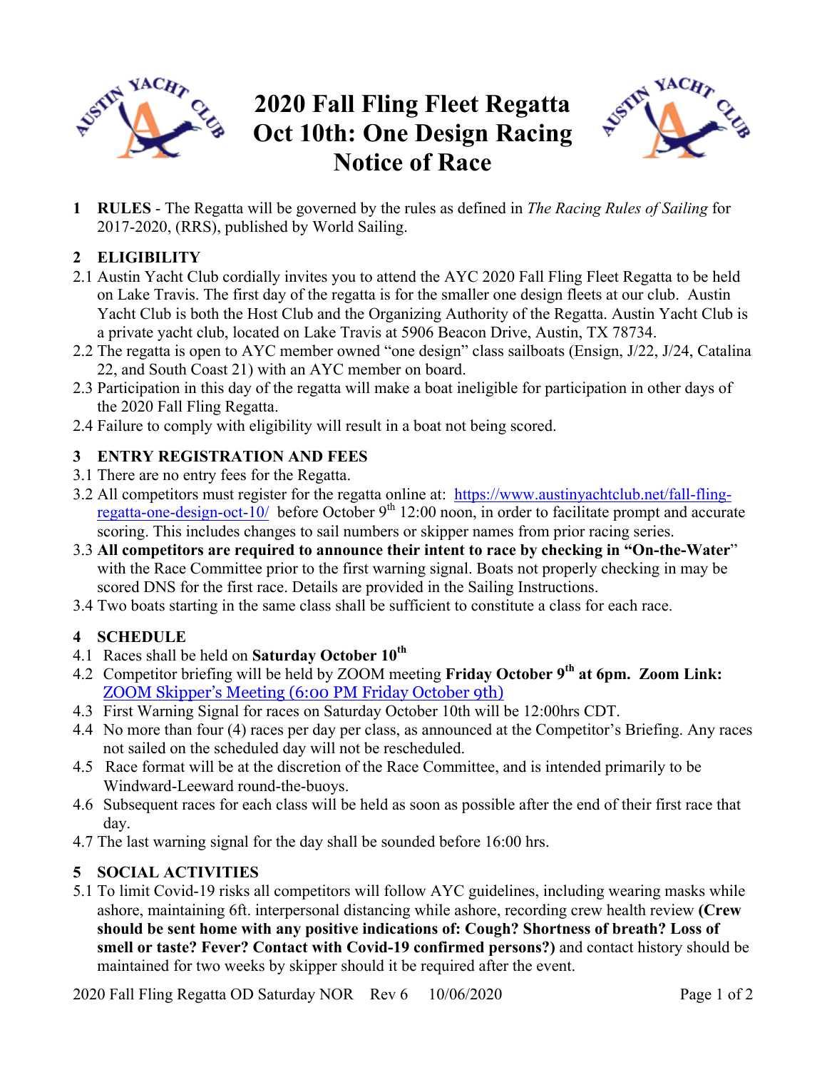# 2020 Fall Fling Fleet Regatta
# Oct 10th: One Design Racing
# Notice of Race

**1 RULES** - The Regatta will be governed by the rules as defined in *The Racing Rules of Sailing* for 2017-2020, (RRS), published by World Sailing.

## 2 ELIGIBILITY

2.1 Austin Yacht Club cordially invites you to attend the AYC 2020 Fall Fling Fleet Regatta to be held on Lake Travis. The first day of the regatta is for the smaller one design fleets at our club. Austin Yacht Club is both the Host Club and the Organizing Authority of the Regatta. Austin Yacht Club is a private yacht club, located on Lake Travis at 5906 Beacon Drive, Austin, TX 78734.

2.2 The regatta is open to AYC member owned "one design" class sailboats (Ensign, J/22, J/24, Catalina 22, and South Coast 21) with an AYC member on board.

2.3 Participation in this day of the regatta will make a boat ineligible for participation in other days of the 2020 Fall Fling Regatta.

2.4 Failure to comply with eligibility will result in a boat not being scored.

## 3 ENTRY REGISTRATION AND FEES

3.1 There are no entry fees for the Regatta.

3.2 All competitors must register for the regatta online at: https://www.austinyachtclub.net/fall-fling-regatta-one-design-oct-10/ before October 9th 12:00 noon, in order to facilitate prompt and accurate scoring. This includes changes to sail numbers or skipper names from prior racing series.

3.3 **All competitors are required to announce their intent to race by checking in "On-the-Water"** with the Race Committee prior to the first warning signal. Boats not properly checking in may be scored DNS for the first race. Details are provided in the Sailing Instructions.

3.4 Two boats starting in the same class shall be sufficient to constitute a class for each race.

## 4 SCHEDULE

4.1 Races shall be held on **Saturday October 10th**

4.2 Competitor briefing will be held by ZOOM meeting **Friday October 9th at 6pm. Zoom Link:** ZOOM Skipper's Meeting (6:00 PM Friday October 9th)

4.3 First Warning Signal for races on Saturday October 10th will be 12:00hrs CDT.

4.4 No more than four (4) races per day per class, as announced at the Competitor's Briefing. Any races not sailed on the scheduled day will not be rescheduled.

4.5 Race format will be at the discretion of the Race Committee, and is intended primarily to be Windward-Leeward round-the-buoys.

4.6 Subsequent races for each class will be held as soon as possible after the end of their first race that day.

4.7 The last warning signal for the day shall be sounded before 16:00 hrs.

## 5 SOCIAL ACTIVITIES

5.1 To limit Covid-19 risks all competitors will follow AYC guidelines, including wearing masks while ashore, maintaining 6ft. interpersonal distancing while ashore, recording crew health review **(Crew should be sent home with any positive indications of: Cough? Shortness of breath? Loss of smell or taste? Fever? Contact with Covid-19 confirmed persons?)** and contact history should be maintained for two weeks by skipper should it be required after the event.

2020 Fall Fling Regatta OD Saturday NOR Rev 6 10/06/2020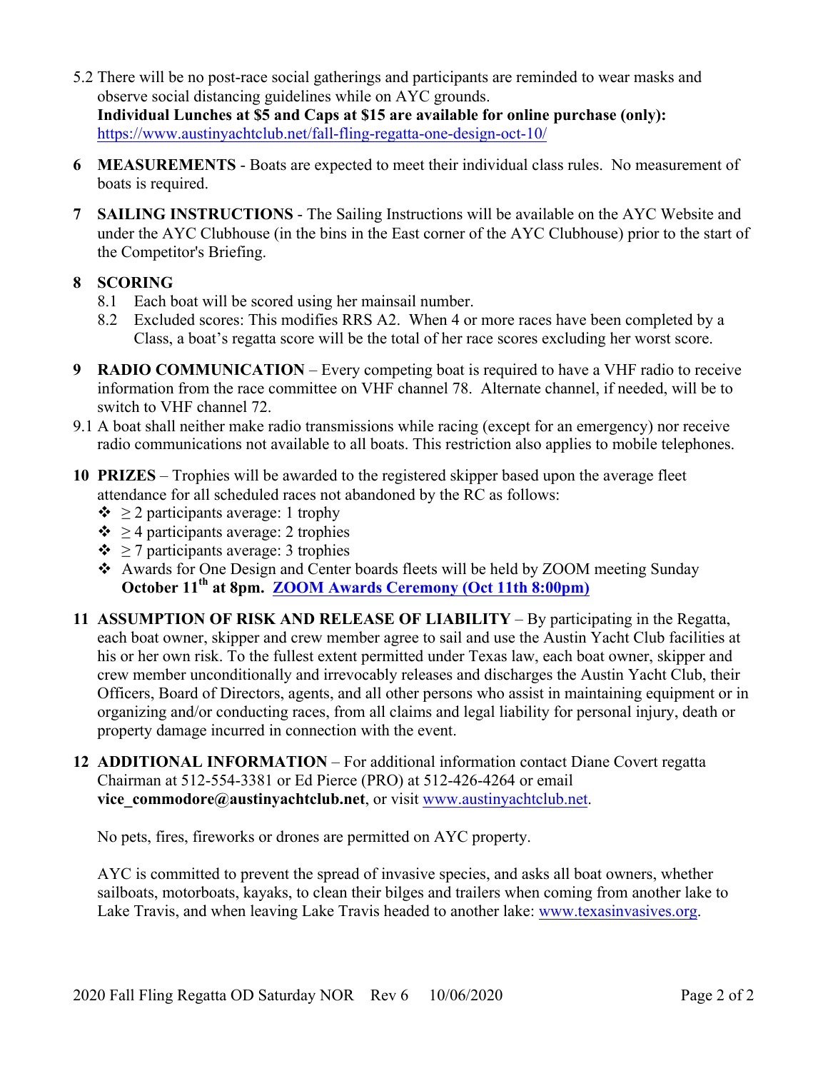5.2 There will be no post-race social gatherings and participants are reminded to wear masks and observe social distancing guidelines while on AYC grounds.
**Individual Lunches at $5 and Caps at $15 are available for online purchase (only):**
https://www.austinyachtclub.net/fall-fling-regatta-one-design-oct-10/

**6 MEASUREMENTS** - Boats are expected to meet their individual class rules. No measurement of boats is required.

**7 SAILING INSTRUCTIONS** - The Sailing Instructions will be available on the AYC Website and under the AYC Clubhouse (in the bins in the East corner of the AYC Clubhouse) prior to the start of the Competitor's Briefing.

**8 SCORING**

8.1 Each boat will be scored using her mainsail number.

8.2 Excluded scores: This modifies RRS A2. When 4 or more races have been completed by a Class, a boat's regatta score will be the total of her race scores excluding her worst score.

**9 RADIO COMMUNICATION** – Every competing boat is required to have a VHF radio to receive information from the race committee on VHF channel 78. Alternate channel, if needed, will be to switch to VHF channel 72.

9.1 A boat shall neither make radio transmissions while racing (except for an emergency) nor receive radio communications not available to all boats. This restriction also applies to mobile telephones.

**10 PRIZES** – Trophies will be awarded to the registered skipper based upon the average fleet attendance for all scheduled races not abandoned by the RC as follows:

- ≥ 2 participants average: 1 trophy
- ≥ 4 participants average: 2 trophies
- ≥ 7 participants average: 3 trophies
- Awards for One Design and Center boards fleets will be held by ZOOM meeting Sunday **October 11th at 8pm. ZOOM Awards Ceremony (Oct 11th 8:00pm)**

**11 ASSUMPTION OF RISK AND RELEASE OF LIABILITY** – By participating in the Regatta, each boat owner, skipper and crew member agree to sail and use the Austin Yacht Club facilities at his or her own risk. To the fullest extent permitted under Texas law, each boat owner, skipper and crew member unconditionally and irrevocably releases and discharges the Austin Yacht Club, their Officers, Board of Directors, agents, and all other persons who assist in maintaining equipment or in organizing and/or conducting races, from all claims and legal liability for personal injury, death or property damage incurred in connection with the event.

**12 ADDITIONAL INFORMATION** – For additional information contact Diane Covert regatta Chairman at 512-554-3381 or Ed Pierce (PRO) at 512-426-4264 or email **vice_commodore@austinyachtclub.net**, or visit www.austinyachtclub.net.

No pets, fires, fireworks or drones are permitted on AYC property.

AYC is committed to prevent the spread of invasive species, and asks all boat owners, whether sailboats, motorboats, kayaks, to clean their bilges and trailers when coming from another lake to Lake Travis, and when leaving Lake Travis headed to another lake: www.texasinvasives.org.